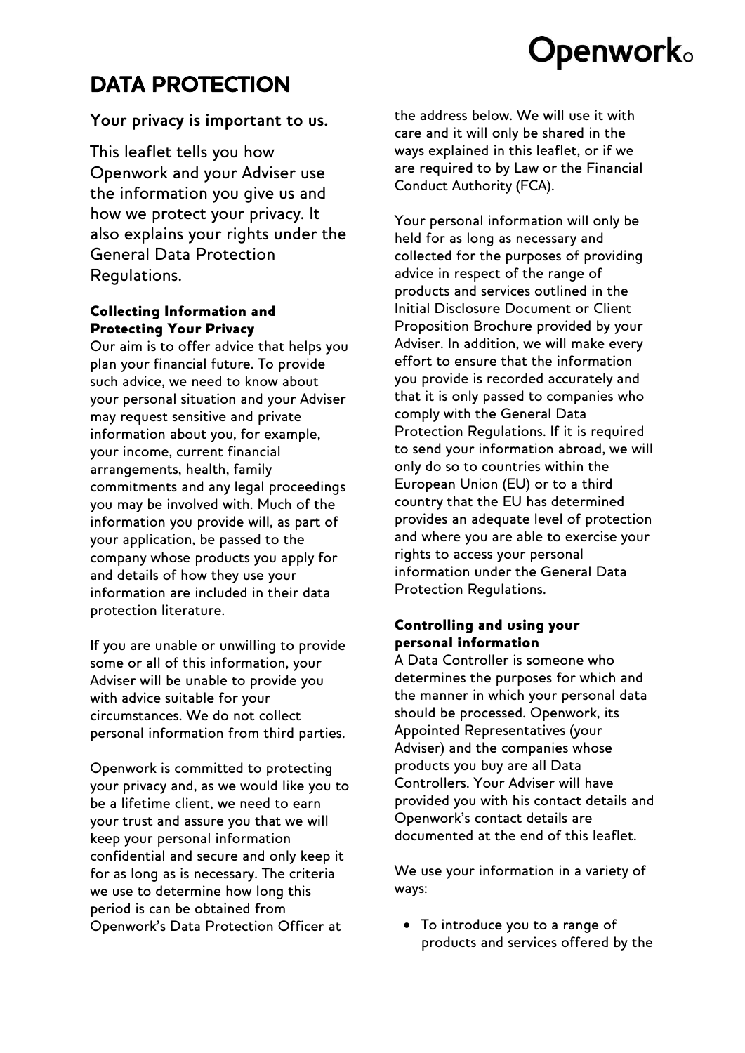# DATA PROTECTION

## Your privacy is important to us.

This leaflet tells you how Openwork and your Adviser use the information you give us and how we protect your privacy. It also explains your rights under the General Data Protection Regulations.

### Collecting Information and Protecting Your Privacy

Our aim is to offer advice that helps you plan your financial future. To provide such advice, we need to know about your personal situation and your Adviser may request sensitive and private information about you, for example, your income, current financial arrangements, health, family commitments and any legal proceedings you may be involved with. Much of the information you provide will, as part of your application, be passed to the company whose products you apply for and details of how they use your information are included in their data protection literature.

If you are unable or unwilling to provide some or all of this information, your Adviser will be unable to provide you with advice suitable for your circumstances. We do not collect personal information from third parties.

Openwork is committed to protecting your privacy and, as we would like you to be a lifetime client, we need to earn your trust and assure you that we will keep your personal information confidential and secure and only keep it for as long as is necessary. The criteria we use to determine how long this period is can be obtained from Openwork's Data Protection Officer at the address below. We will use it with care and it will only be shared in the ways explained in this leaflet, or if we are required to by Law or the Financial Conduct Authority (FCA).

Your personal information will only be held for as long as necessary and collected for the purposes of providing advice in respect of the range of products and services outlined in the Initial Disclosure Document or Client Proposition Brochure provided by your Adviser. In addition, we will make every effort to ensure that the information you provide is recorded accurately and that it is only passed to companies who comply with the General Data Protection Regulations. If it is required to send your information abroad, we will only do so to countries within the European Union (EU) or to a third country that the EU has determined provides an adequate level of protection and where you are able to exercise your rights to access your personal information under the General Data Protection Regulations.

### Controlling and using your personal information

A Data Controller is someone who determines the purposes for which and the manner in which your personal data should be processed. Openwork, its Appointed Representatives (your Adviser) and the companies whose products you buy are all Data Controllers. Your Adviser will have provided you with his contact details and Openwork's contact details are documented at the end of this leaflet.

We use your information in a variety of ways:

- To introduce you to a range of products and services offered by the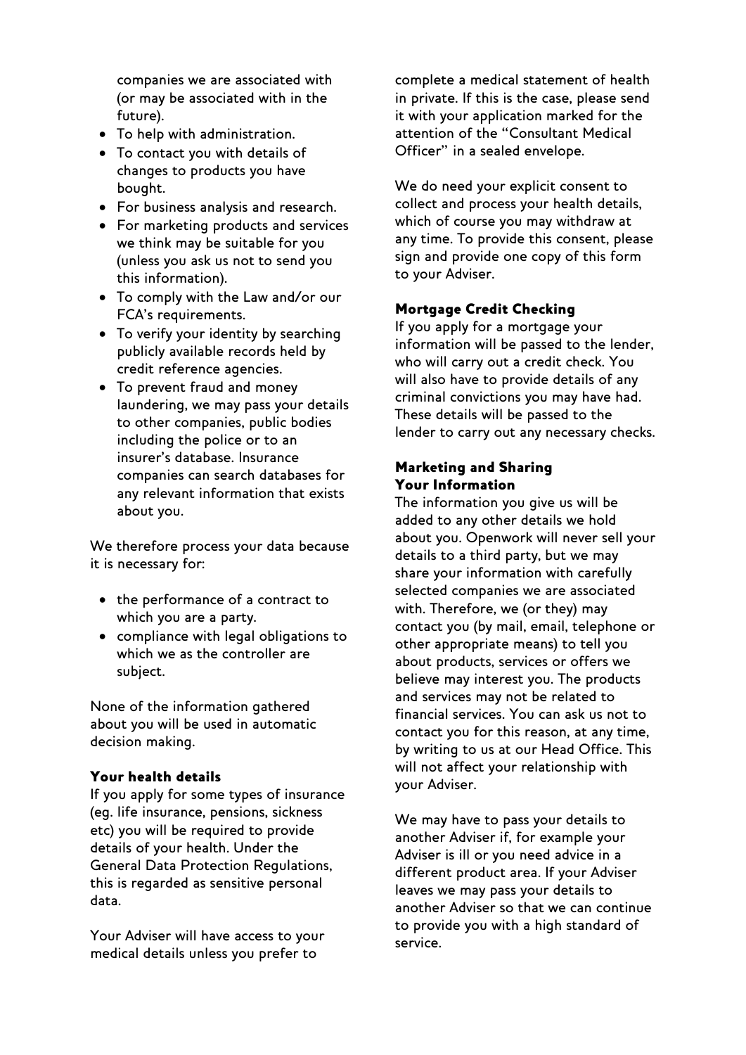companies we are associated with (or may be associated with in the future).

- To help with administration.
- To contact you with details of changes to products you have bought.
- For business analysis and research.
- For marketing products and services we think may be suitable for you (unless you ask us not to send you this information).
- To comply with the Law and/or our FCA's requirements.
- To verify your identity by searching publicly available records held by credit reference agencies.
- To prevent fraud and money laundering, we may pass your details to other companies, public bodies including the police or to an insurer's database. Insurance companies can search databases for any relevant information that exists about you.

We therefore process your data because it is necessary for:

- the performance of a contract to which you are a party.
- compliance with legal obligations to which we as the controller are subject.

None of the information gathered about you will be used in automatic decision making.

### Your health details

If you apply for some types of insurance (eg. life insurance, pensions, sickness etc) you will be required to provide details of your health. Under the General Data Protection Regulations, this is regarded as sensitive personal data.

Your Adviser will have access to your medical details unless you prefer to complete a medical statement of health in private. If this is the case, please send it with your application marked for the attention of the "Consultant Medical Officer" in a sealed envelope.

We do need your explicit consent to collect and process your health details, which of course you may withdraw at any time. To provide this consent, please sign and provide one copy of this form to your Adviser.

### Mortgage Credit Checking

If you apply for a mortgage your information will be passed to the lender, who will carry out a credit check. You will also have to provide details of any criminal convictions you may have had. These details will be passed to the lender to carry out any necessary checks.

### Marketing and Sharing Your Information

The information you give us will be added to any other details we hold about you. Openwork will never sell your details to a third party, but we may share your information with carefully selected companies we are associated with. Therefore, we (or they) may contact you (by mail, email, telephone or other appropriate means) to tell you about products, services or offers we believe may interest you. The products and services may not be related to financial services. You can ask us not to contact you for this reason, at any time, by writing to us at our Head Office. This will not affect your relationship with your Adviser.

We may have to pass your details to another Adviser if, for example your Adviser is ill or you need advice in a different product area. If your Adviser leaves we may pass your details to another Adviser so that we can continue to provide you with a high standard of service.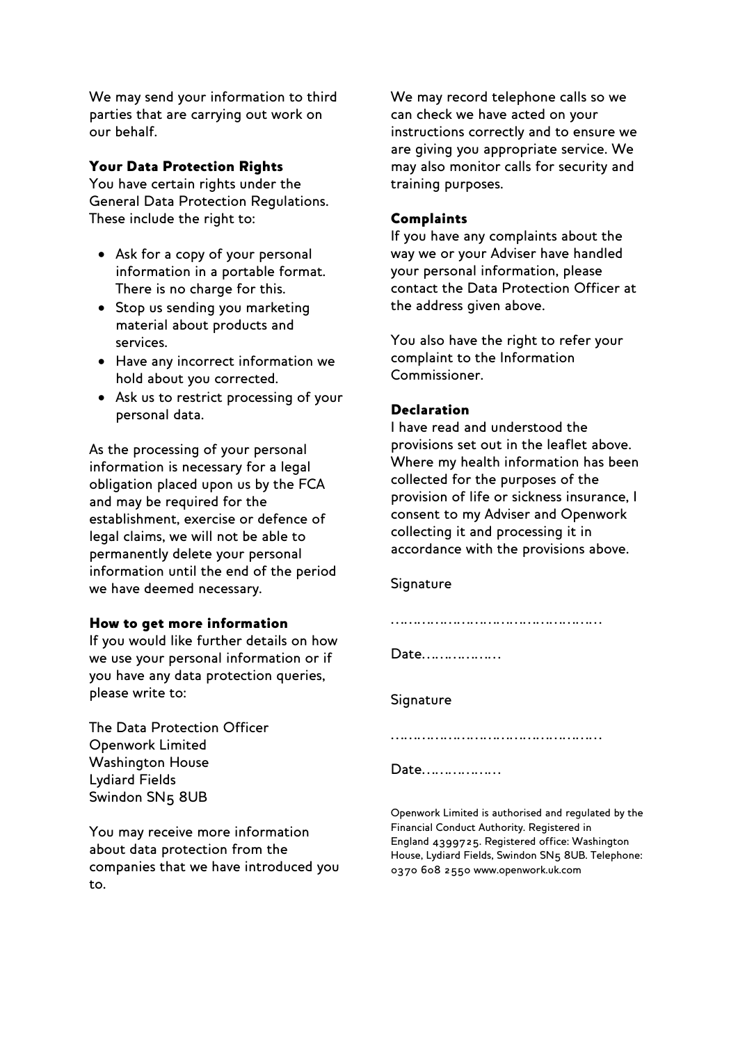We may send your information to third parties that are carrying out work on our behalf.

### Your Data Protection Rights

You have certain rights under the General Data Protection Regulations. These include the right to:

- Ask for a copy of your personal information in a portable format. There is no charge for this.
- Stop us sending you marketing material about products and services.
- Have any incorrect information we hold about you corrected.
- Ask us to restrict processing of your personal data.

As the processing of your personal information is necessary for a legal obligation placed upon us by the FCA and may be required for the establishment, exercise or defence of legal claims, we will not be able to permanently delete your personal information until the end of the period we have deemed necessary.

### How to get more information

If you would like further details on how we use your personal information or if you have any data protection queries, please write to:

The Data Protection Officer
Openwork Limited
Washington House
Lydiard Fields
Swindon SN5 8UB

You may receive more information about data protection from the companies that we have introduced you to.

We may record telephone calls so we can check we have acted on your instructions correctly and to ensure we are giving you appropriate service. We may also monitor calls for security and training purposes.

### Complaints

If you have any complaints about the way we or your Adviser have handled your personal information, please contact the Data Protection Officer at the address given above.

You also have the right to refer your complaint to the Information Commissioner.

### Declaration

I have read and understood the provisions set out in the leaflet above. Where my health information has been collected for the purposes of the provision of life or sickness insurance, I consent to my Adviser and Openwork collecting it and processing it in accordance with the provisions above.

Signature

…………………………………………

Date………………

Signature

…………………………………………

Date………………

Openwork Limited is authorised and regulated by the Financial Conduct Authority. Registered in England 4399725. Registered office: Washington House, Lydiard Fields, Swindon SN5 8UB. Telephone: 0370 608 2550 www.openwork.uk.com